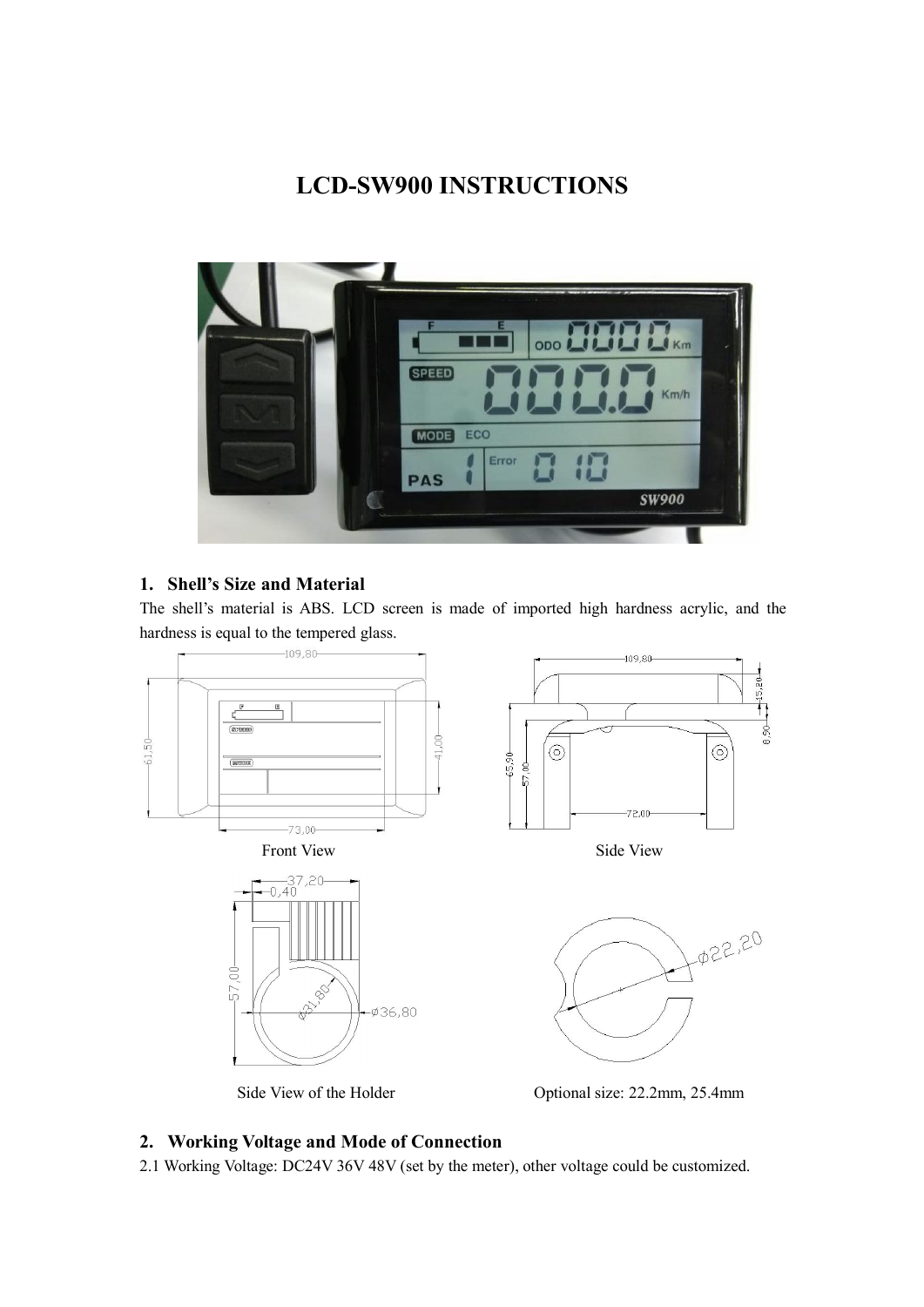# LCD-SW900 INSTRUCTIONS

## 1. Shell's Size and Material

The shell's material is ABS. LCD screen is made of imported high hardness acrylic, and the hardness is equal to the tempered glass.

Front View

Side View

Side View of the Holder

Optional size: 22.2mm, 25.4mm

## 2. Working Voltage and Mode of Connection

2.1 Working Voltage: DC24V 36V 48V (set by the meter), other voltage could be customized.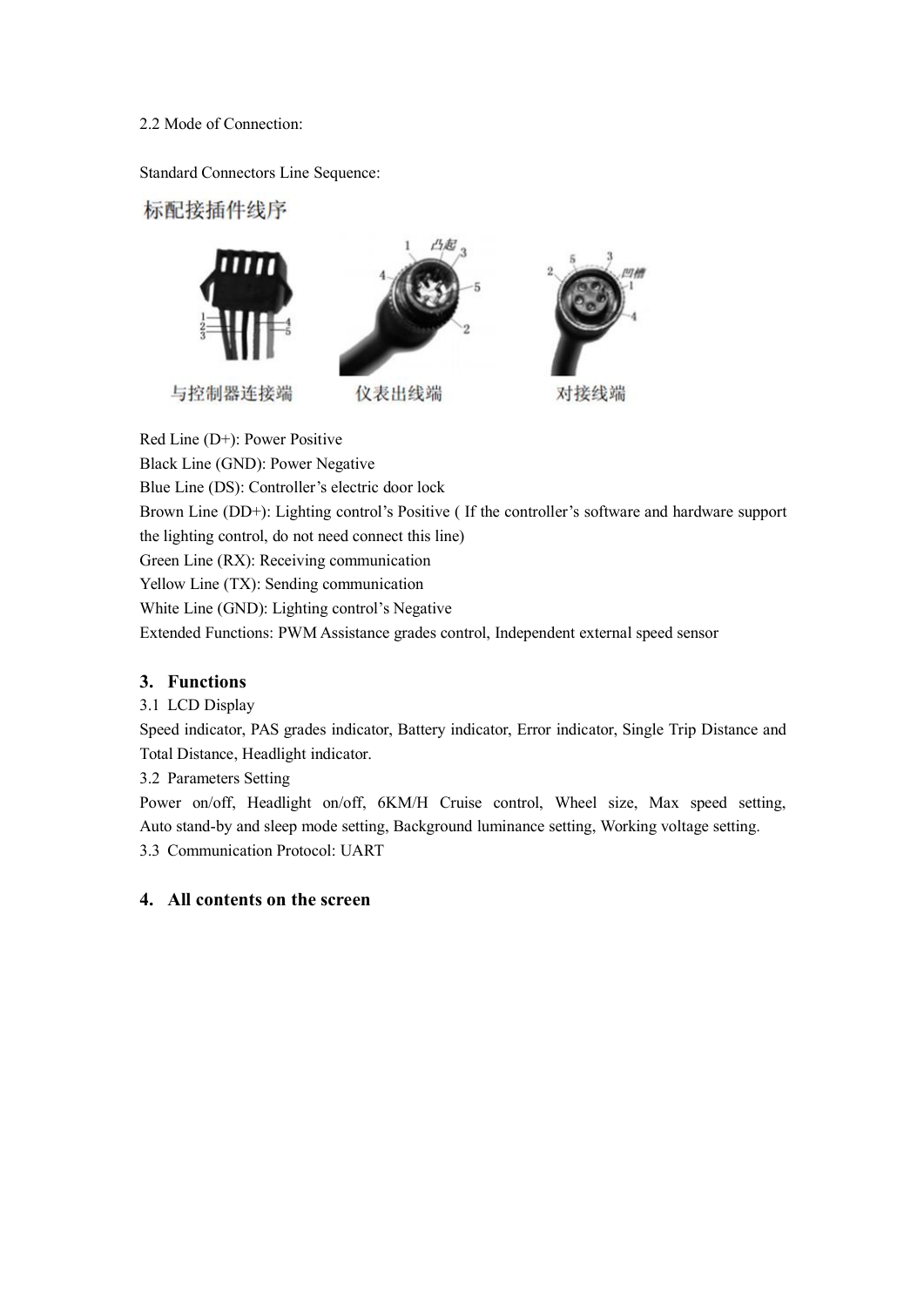2.2 Mode of Connection:

Standard Connectors Line Sequence:

标配接插件线序

与控制器连接端 仪表出线端 对接线端

Red Line (D+): Power Positive

Black Line (GND): Power Negative

Blue Line (DS): Controller's electric door lock

Brown Line (DD+): Lighting control's Positive ( If the controller's software and hardware support the lighting control, do not need connect this line)

Green Line (RX): Receiving communication

Yellow Line (TX): Sending communication

White Line (GND): Lighting control's Negative

Extended Functions: PWM Assistance grades control, Independent external speed sensor

## 3. Functions

3.1 LCD Display

Speed indicator, PAS grades indicator, Battery indicator, Error indicator, Single Trip Distance and Total Distance, Headlight indicator.

3.2 Parameters Setting

Power on/off, Headlight on/off, 6KM/H Cruise control, Wheel size, Max speed setting, Auto stand-by and sleep mode setting, Background luminance setting, Working voltage setting.

3.3 Communication Protocol: UART

## 4. All contents on the screen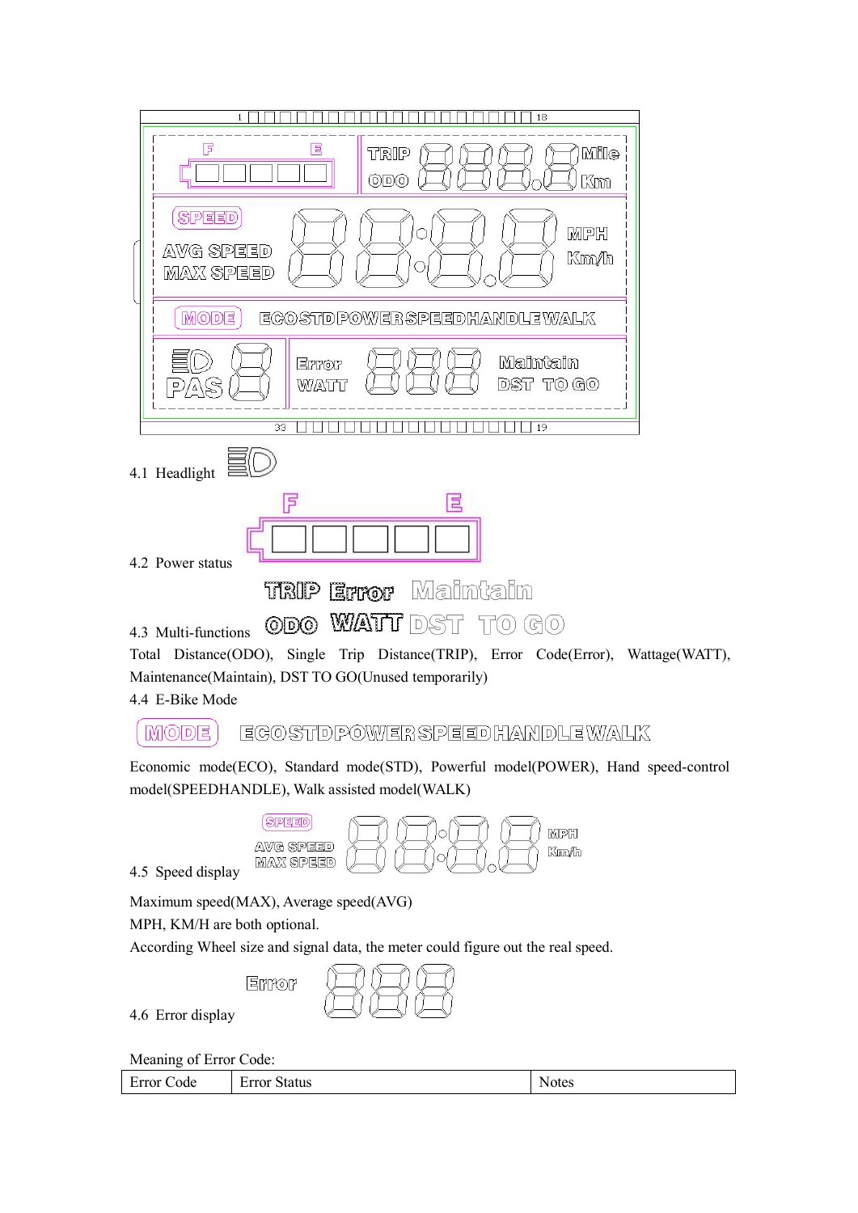4.1 Headlight

4.2 Power status

4.3 Multi-functions

Total Distance(ODO), Single Trip Distance(TRIP), Error Code(Error), Wattage(WATT), Maintenance(Maintain), DST TO GO(Unused temporarily)

4.4 E-Bike Mode

Economic mode(ECO), Standard mode(STD), Powerful model(POWER), Hand speed-control model(SPEEDHANDLE), Walk assisted model(WALK)

4.5 Speed display

Maximum speed(MAX), Average speed(AVG)

MPH, KM/H are both optional.

According Wheel size and signal data, the meter could figure out the real speed.

4.6 Error display

Meaning of Error Code:

| Error Code | Error Status | Notes |
|---|---|---|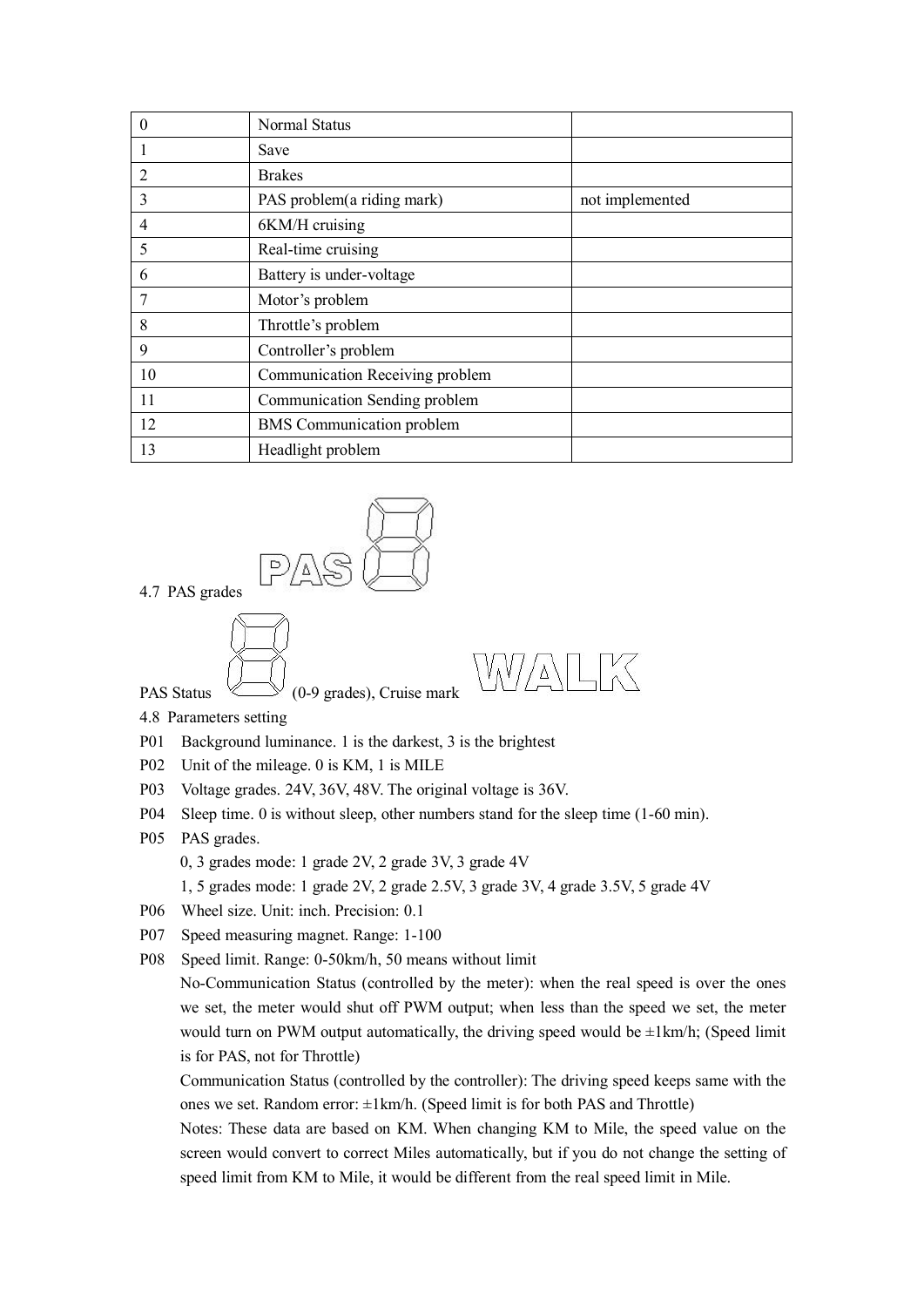| 0 | Normal Status | |
|---|---|---|
| 1 | Save | |
| 2 | Brakes | |
| 3 | PAS problem(a riding mark) | not implemented |
| 4 | 6KM/H cruising | |
| 5 | Real-time cruising | |
| 6 | Battery is under-voltage | |
| 7 | Motor's problem | |
| 8 | Throttle's problem | |
| 9 | Controller's problem | |
| 10 | Communication Receiving problem | |
| 11 | Communication Sending problem | |
| 12 | BMS Communication problem | |
| 13 | Headlight problem | |

4.7 PAS grades PAS 8

PAS Status 8 (0-9 grades), Cruise mark WALK

4.8 Parameters setting

P01 Background luminance. 1 is the darkest, 3 is the brightest

P02 Unit of the mileage. 0 is KM, 1 is MILE

P03 Voltage grades. 24V, 36V, 48V. The original voltage is 36V.

P04 Sleep time. 0 is without sleep, other numbers stand for the sleep time (1-60 min).

P05 PAS grades.

0, 3 grades mode: 1 grade 2V, 2 grade 3V, 3 grade 4V

1, 5 grades mode: 1 grade 2V, 2 grade 2.5V, 3 grade 3V, 4 grade 3.5V, 5 grade 4V

P06 Wheel size. Unit: inch. Precision: 0.1

P07 Speed measuring magnet. Range: 1-100

P08 Speed limit. Range: 0-50km/h, 50 means without limit

No-Communication Status (controlled by the meter): when the real speed is over the ones we set, the meter would shut off PWM output; when less than the speed we set, the meter would turn on PWM output automatically, the driving speed would be ±1km/h; (Speed limit is for PAS, not for Throttle)

Communication Status (controlled by the controller): The driving speed keeps same with the ones we set. Random error: ±1km/h. (Speed limit is for both PAS and Throttle)

Notes: These data are based on KM. When changing KM to Mile, the speed value on the screen would convert to correct Miles automatically, but if you do not change the setting of speed limit from KM to Mile, it would be different from the real speed limit in Mile.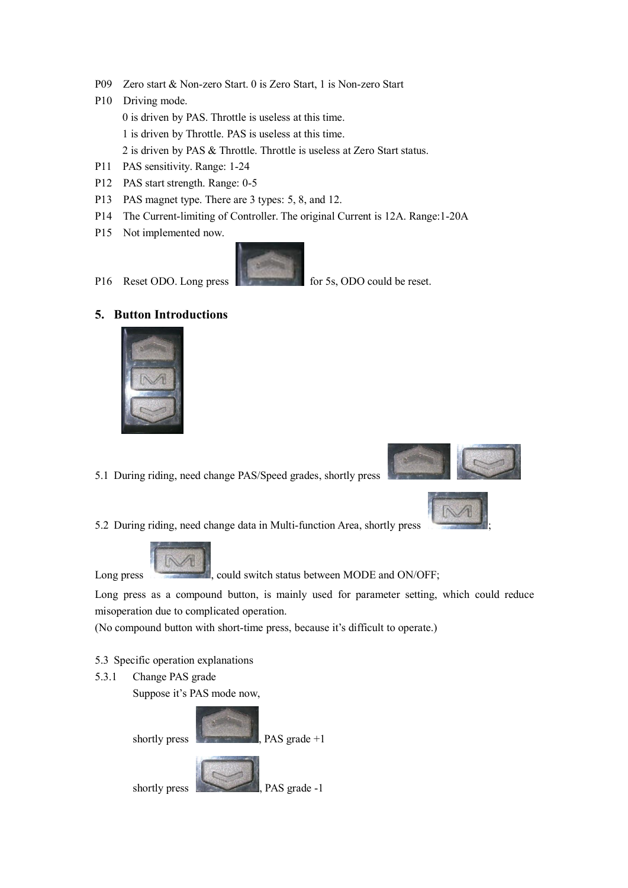P09 Zero start & Non-zero Start. 0 is Zero Start, 1 is Non-zero Start

P10 Driving mode.

0 is driven by PAS. Throttle is useless at this time.

1 is driven by Throttle. PAS is useless at this time.

2 is driven by PAS & Throttle. Throttle is useless at Zero Start status.

P11 PAS sensitivity. Range: 1-24

P12 PAS start strength. Range: 0-5

P13 PAS magnet type. There are 3 types: 5, 8, and 12.

P14 The Current-limiting of Controller. The original Current is 12A. Range:1-20A

P15 Not implemented now.

P16 Reset ODO. Long press for 5s, ODO could be reset.

## 5. Button Introductions

5.1 During riding, need change PAS/Speed grades, shortly press

5.2 During riding, need change data in Multi-function Area, shortly press ;

Long press , could switch status between MODE and ON/OFF;

Long press as a compound button, is mainly used for parameter setting, which could reduce misoperation due to complicated operation.

(No compound button with short-time press, because it's difficult to operate.)

5.3 Specific operation explanations

5.3.1 Change PAS grade

Suppose it's PAS mode now,

shortly press , PAS grade +1

shortly press , PAS grade -1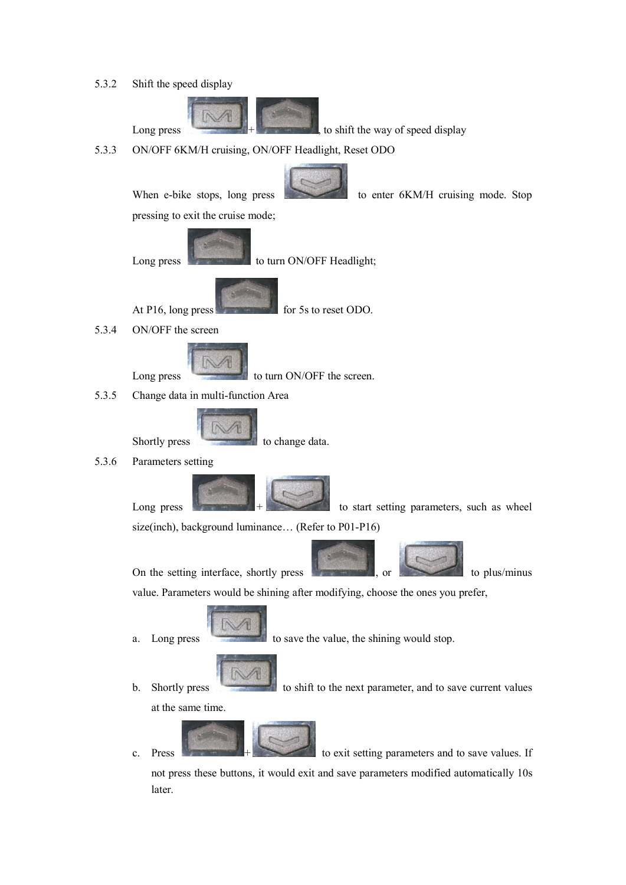5.3.2 Shift the speed display

Long press + , to shift the way of speed display

5.3.3 ON/OFF 6KM/H cruising, ON/OFF Headlight, Reset ODO

When e-bike stops, long press to enter 6KM/H cruising mode. Stop pressing to exit the cruise mode;

Long press to turn ON/OFF Headlight;

At P16, long press for 5s to reset ODO.

5.3.4 ON/OFF the screen

Long press to turn ON/OFF the screen.

5.3.5 Change data in multi-function Area

Shortly press to change data.

5.3.6 Parameters setting

Long press + to start setting parameters, such as wheel size(inch), background luminance… (Refer to P01-P16)

On the setting interface, shortly press , or to plus/minus value. Parameters would be shining after modifying, choose the ones you prefer,

a. Long press to save the value, the shining would stop.

b. Shortly press to shift to the next parameter, and to save current values at the same time.

c. Press + to exit setting parameters and to save values. If not press these buttons, it would exit and save parameters modified automatically 10s later.